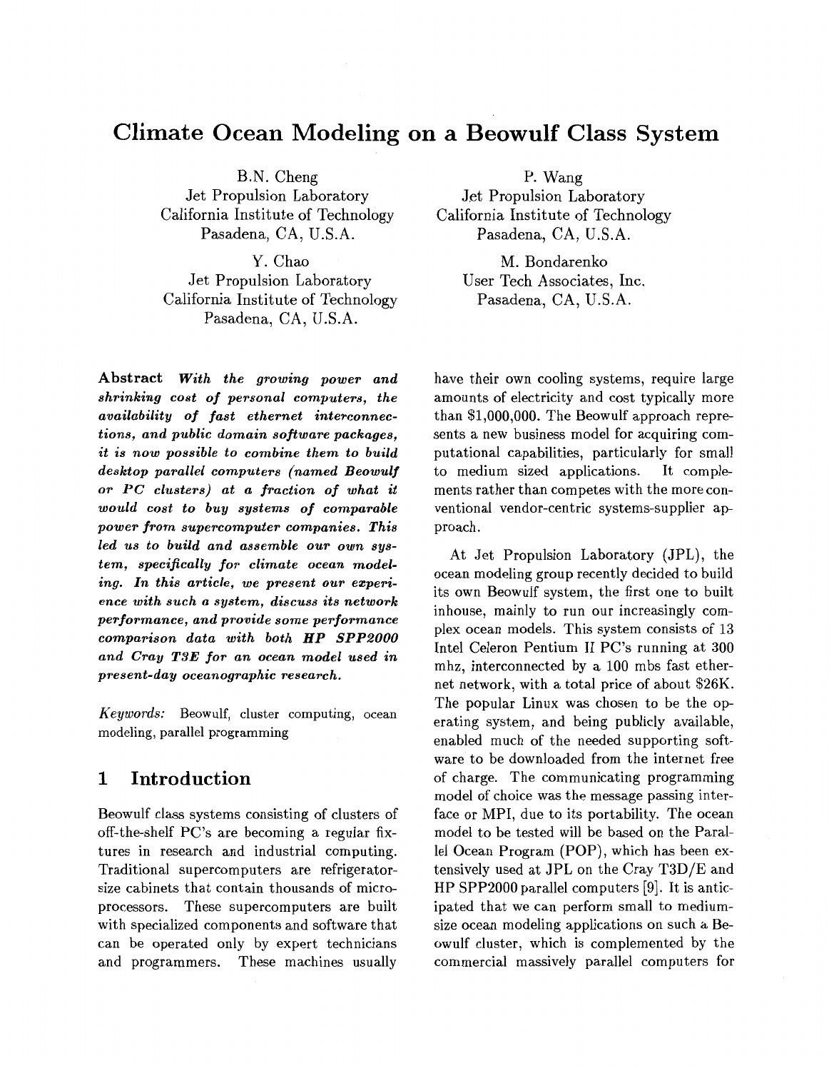# Climate Ocean Modeling on a Beowulf Class System

B.N. Cheng
Jet Propulsion Laboratory
California Institute of Technology
Pasadena, CA, U.S.A.

P. Wang
Jet Propulsion Laboratory
California Institute of Technology
Pasadena, CA, U.S.A.

Y. Chao
Jet Propulsion Laboratory
California Institute of Technology
Pasadena, CA, U.S.A.

M. Bondarenko
User Tech Associates, Inc.
Pasadena, CA, U.S.A.

**Abstract** ***With the growing power and shrinking cost of personal computers, the availability of fast ethernet interconnections, and public domain software packages, it is now possible to combine them to build desktop parallel computers (named Beowulf or PC clusters) at a fraction of what it would cost to buy systems of comparable power from supercomputer companies. This led us to build and assemble our own system, specifically for climate ocean modeling. In this article, we present our experience with such a system, discuss its network performance, and provide some performance comparison data with both HP SPP2000 and Cray T3E for an ocean model used in present-day oceanographic research.***

*Keywords:* Beowulf, cluster computing, ocean modeling, parallel programming

## 1 Introduction

Beowulf class systems consisting of clusters of off-the-shelf PC's are becoming a regular fixtures in research and industrial computing. Traditional supercomputers are refrigerator-size cabinets that contain thousands of microprocessors. These supercomputers are built with specialized components and software that can be operated only by expert technicians and programmers. These machines usually have their own cooling systems, require large amounts of electricity and cost typically more than $1,000,000. The Beowulf approach represents a new business model for acquiring computational capabilities, particularly for small to medium sized applications. It complements rather than competes with the more conventional vendor-centric systems-supplier approach.

At Jet Propulsion Laboratory (JPL), the ocean modeling group recently decided to build its own Beowulf system, the first one to built inhouse, mainly to run our increasingly complex ocean models. This system consists of 13 Intel Celeron Pentium II PC's running at 300 mhz, interconnected by a 100 mbs fast ethernet network, with a total price of about $26K. The popular Linux was chosen to be the operating system, and being publicly available, enabled much of the needed supporting software to be downloaded from the internet free of charge. The communicating programming model of choice was the message passing interface or MPI, due to its portability. The ocean model to be tested will be based on the Parallel Ocean Program (POP), which has been extensively used at JPL on the Cray T3D/E and HP SPP2000 parallel computers [9]. It is anticipated that we can perform small to medium-size ocean modeling applications on such a Beowulf cluster, which is complemented by the commercial massively parallel computers for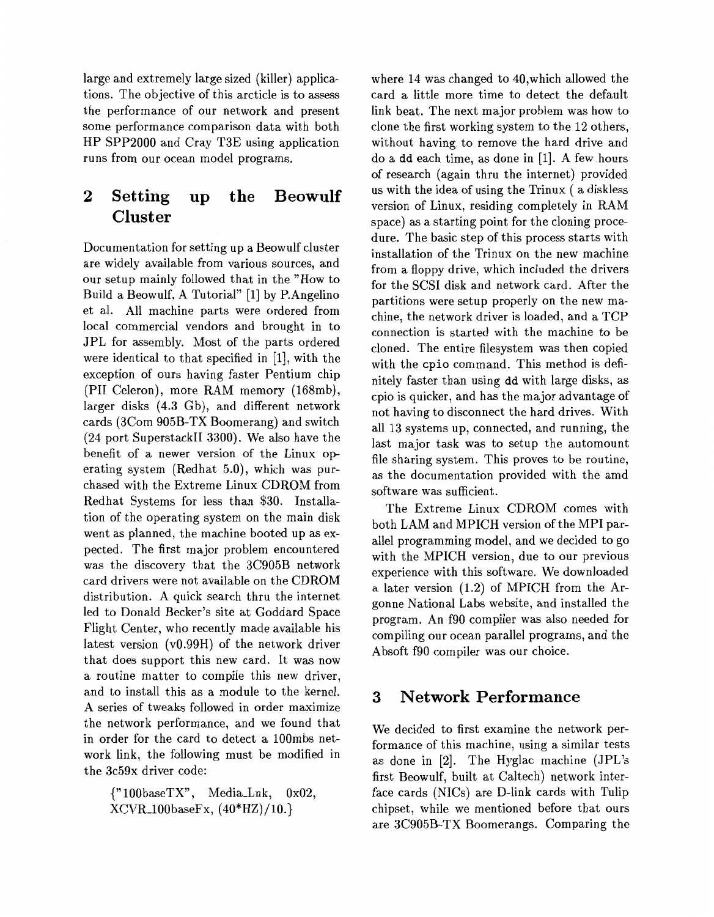large and extremely large sized (killer) applications. The objective of this arcticle is to assess the performance of our network and present some performance comparison data with both HP SPP2000 and Cray T3E using application runs from our ocean model programs.

## 2 Setting up the Beowulf Cluster

Documentation for setting up a Beowulf cluster are widely available from various sources, and our setup mainly followed that in the "How to Build a Beowulf, A Tutorial" [1] by P.Angelino et al. All machine parts were ordered from local commercial vendors and brought in to JPL for assembly. Most of the parts ordered were identical to that specified in [1], with the exception of ours having faster Pentium chip (PII Celeron), more RAM memory (168mb), larger disks (4.3 Gb), and different network cards (3Com 905B-TX Boomerang) and switch (24 port SuperstackII 3300). We also have the benefit of a newer version of the Linux operating system (Redhat 5.0), which was purchased with the Extreme Linux CDROM from Redhat Systems for less than $30. Installation of the operating system on the main disk went as planned, the machine booted up as expected. The first major problem encountered was the discovery that the 3C905B network card drivers were not available on the CDROM distribution. A quick search thru the internet led to Donald Becker's site at Goddard Space Flight Center, who recently made available his latest version (v0.99H) of the network driver that does support this new card. It was now a routine matter to compile this new driver, and to install this as a module to the kernel. A series of tweaks followed in order maximize the network performance, and we found that in order for the card to detect a 100mbs network link, the following must be modified in the 3c59x driver code:

```
{"100baseTX", Media_Lnk, 0x02,
XCVR_100baseFx, (40*HZ)/10.}
```

where 14 was changed to 40,which allowed the card a little more time to detect the default link beat. The next major problem was how to clone the first working system to the 12 others, without having to remove the hard drive and do a `dd` each time, as done in [1]. A few hours of research (again thru the internet) provided us with the idea of using the Trinux ( a diskless version of Linux, residing completely in RAM space) as a starting point for the cloning procedure. The basic step of this process starts with installation of the Trinux on the new machine from a floppy drive, which included the drivers for the SCSI disk and network card. After the partitions were setup properly on the new machine, the network driver is loaded, and a TCP connection is started with the machine to be cloned. The entire filesystem was then copied with the `cpio` command. This method is definitely faster than using `dd` with large disks, as cpio is quicker, and has the major advantage of not having to disconnect the hard drives. With all 13 systems up, connected, and running, the last major task was to setup the automount file sharing system. This proves to be routine, as the documentation provided with the amd software was sufficient.

The Extreme Linux CDROM comes with both LAM and MPICH version of the MPI parallel programming model, and we decided to go with the MPICH version, due to our previous experience with this software. We downloaded a later version (1.2) of MPICH from the Argonne National Labs website, and installed the program. An f90 compiler was also needed for compiling our ocean parallel programs, and the Absoft f90 compiler was our choice.

## 3 Network Performance

We decided to first examine the network performance of this machine, using a similar tests as done in [2]. The Hyglac machine (JPL's first Beowulf, built at Caltech) network interface cards (NICs) are D-link cards with Tulip chipset, while we mentioned before that ours are 3C905B-TX Boomerangs. Comparing the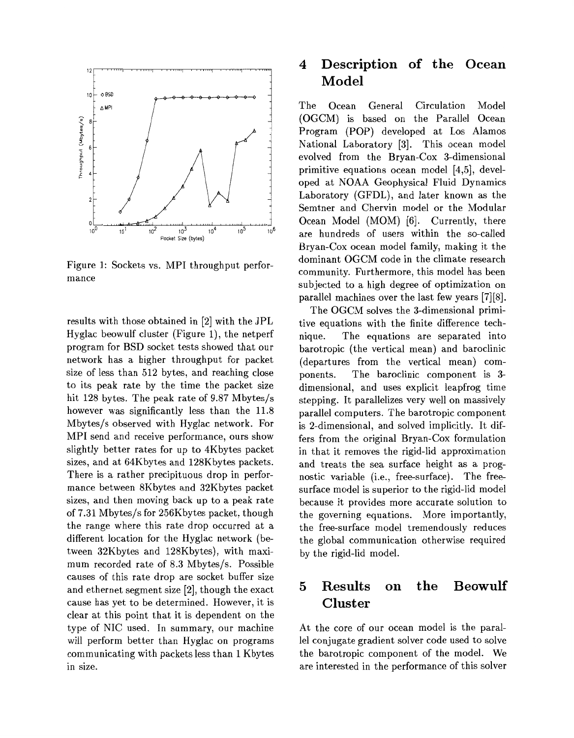Figure 1: Sockets vs. MPI throughput performance

results with those obtained in [2] with the JPL Hyglac beowulf cluster (Figure 1), the netperf program for BSD socket tests showed that our network has a higher throughput for packet size of less than 512 bytes, and reaching close to its peak rate by the time the packet size hit 128 bytes. The peak rate of 9.87 Mbytes/s however was significantly less than the 11.8 Mbytes/s observed with Hyglac network. For MPI send and receive performance, ours show slightly better rates for up to 4Kbytes packet sizes, and at 64Kbytes and 128Kbytes packets. There is a rather precipituous drop in performance between 8Kbytes and 32Kbytes packet sizes, and then moving back up to a peak rate of 7.31 Mbytes/s for 256Kbytes packet, though the range where this rate drop occurred at a different location for the Hyglac network (between 32Kbytes and 128Kbytes), with maximum recorded rate of 8.3 Mbytes/s. Possible causes of this rate drop are socket buffer size and ethernet segment size [2], though the exact cause has yet to be determined. However, it is clear at this point that it is dependent on the type of NIC used. In summary, our machine will perform better than Hyglac on programs communicating with packets less than 1 Kbytes in size.

## 4 Description of the Ocean Model

The Ocean General Circulation Model (OGCM) is based on the Parallel Ocean Program (POP) developed at Los Alamos National Laboratory [3]. This ocean model evolved from the Bryan-Cox 3-dimensional primitive equations ocean model [4,5], developed at NOAA Geophysical Fluid Dynamics Laboratory (GFDL), and later known as the Semtner and Chervin model or the Modular Ocean Model (MOM) [6]. Currently, there are hundreds of users within the so-called Bryan-Cox ocean model family, making it the dominant OGCM code in the climate research community. Furthermore, this model has been subjected to a high degree of optimization on parallel machines over the last few years [7][8].

The OGCM solves the 3-dimensional primitive equations with the finite difference technique. The equations are separated into barotropic (the vertical mean) and baroclinic (departures from the vertical mean) components. The baroclinic component is 3-dimensional, and uses explicit leapfrog time stepping. It parallelizes very well on massively parallel computers. The barotropic component is 2-dimensional, and solved implicitly. It differs from the original Bryan-Cox formulation in that it removes the rigid-lid approximation and treats the sea surface height as a prognostic variable (i.e., free-surface). The free-surface model is superior to the rigid-lid model because it provides more accurate solution to the governing equations. More importantly, the free-surface model tremendously reduces the global communication otherwise required by the rigid-lid model.

## 5 Results on the Beowulf Cluster

At the core of our ocean model is the parallel conjugate gradient solver code used to solve the barotropic component of the model. We are interested in the performance of this solver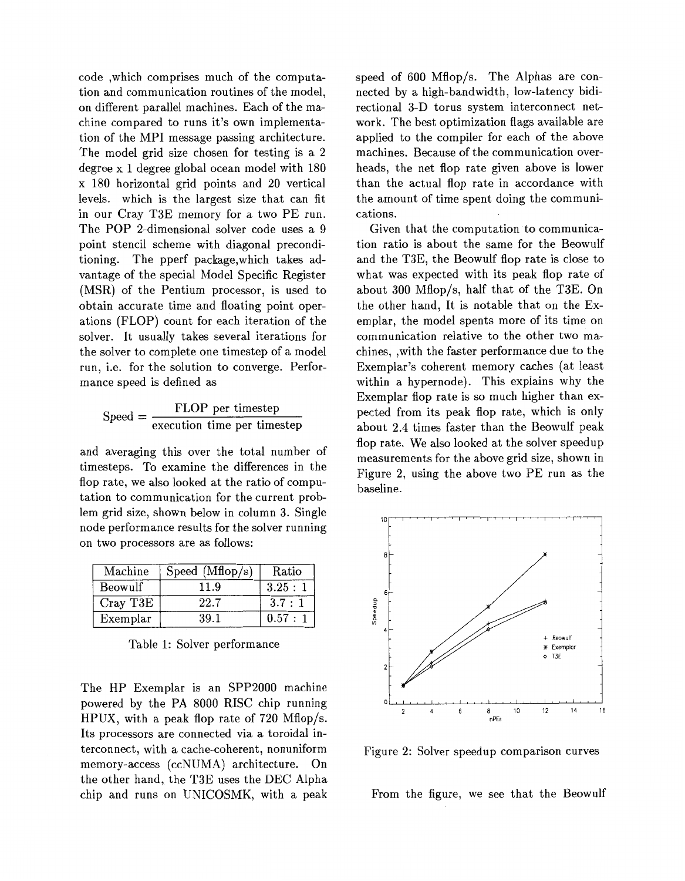code ,which comprises much of the computation and communication routines of the model, on different parallel machines. Each of the machine compared to runs it's own implementation of the MPI message passing architecture. The model grid size chosen for testing is a 2 degree x 1 degree global ocean model with 180 x 180 horizontal grid points and 20 vertical levels. which is the largest size that can fit in our Cray T3E memory for a two PE run. The POP 2-dimensional solver code uses a 9 point stencil scheme with diagonal preconditioning. The pperf package,which takes advantage of the special Model Specific Register (MSR) of the Pentium processor, is used to obtain accurate time and floating point operations (FLOP) count for each iteration of the solver. It usually takes several iterations for the solver to complete one timestep of a model run, i.e. for the solution to converge. Performance speed is defined as

$$\text{Speed} = \frac{\text{FLOP per timestep}}{\text{execution time per timestep}}$$

and averaging this over the total number of timesteps. To examine the differences in the flop rate, we also looked at the ratio of computation to communication for the current problem grid size, shown below in column 3. Single node performance results for the solver running on two processors are as follows:

| Machine | Speed (Mflop/s) | Ratio |
|---|---|---|
| Beowulf | 11.9 | 3.25 : 1 |
| Cray T3E | 22.7 | 3.7 : 1 |
| Exemplar | 39.1 | 0.57 : 1 |

Table 1: Solver performance

The HP Exemplar is an SPP2000 machine powered by the PA 8000 RISC chip running HPUX, with a peak flop rate of 720 Mflop/s. Its processors are connected via a toroidal interconnect, with a cache-coherent, nonuniform memory-access (ccNUMA) architecture. On the other hand, the T3E uses the DEC Alpha chip and runs on UNICOSMK, with a peak speed of 600 Mflop/s. The Alphas are connected by a high-bandwidth, low-latency bidirectional 3-D torus system interconnect network. The best optimization flags available are applied to the compiler for each of the above machines. Because of the communication overheads, the net flop rate given above is lower than the actual flop rate in accordance with the amount of time spent doing the communications.

Given that the computation to communication ratio is about the same for the Beowulf and the T3E, the Beowulf flop rate is close to what was expected with its peak flop rate of about 300 Mflop/s, half that of the T3E. On the other hand, It is notable that on the Exemplar, the model spents more of its time on communication relative to the other two machines, ,with the faster performance due to the Exemplar's coherent memory caches (at least within a hypernode). This explains why the Exemplar flop rate is so much higher than expected from its peak flop rate, which is only about 2.4 times faster than the Beowulf peak flop rate. We also looked at the solver speedup measurements for the above grid size, shown in Figure 2, using the above two PE run as the baseline.

Figure 2: Solver speedup comparison curves

From the figure, we see that the Beowulf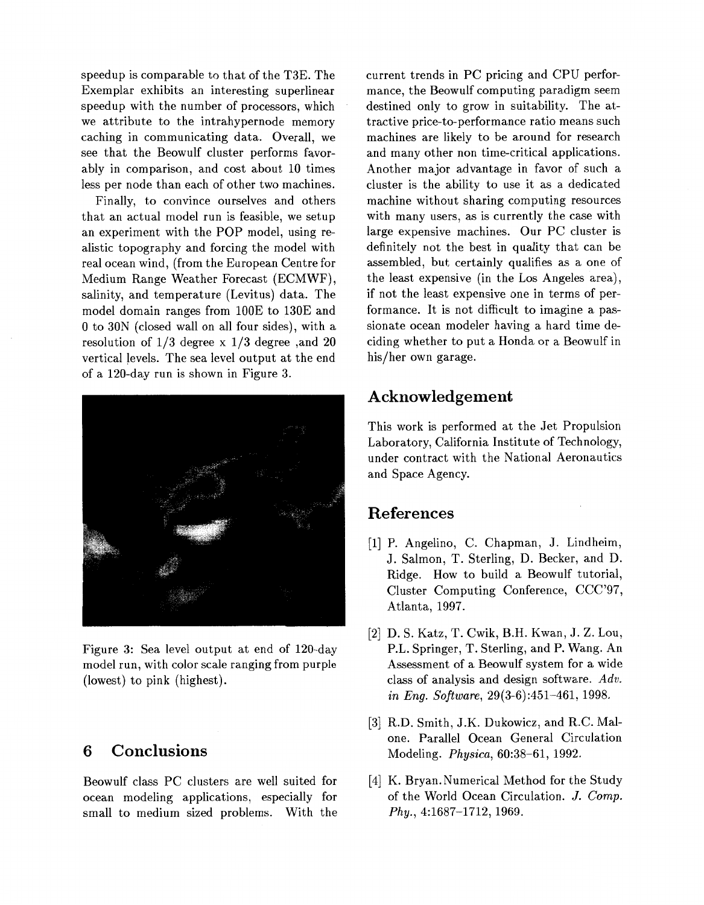speedup is comparable to that of the T3E. The Exemplar exhibits an interesting superlinear speedup with the number of processors, which we attribute to the intrahypernode memory caching in communicating data. Overall, we see that the Beowulf cluster performs favorably in comparison, and cost about 10 times less per node than each of other two machines.

Finally, to convince ourselves and others that an actual model run is feasible, we setup an experiment with the POP model, using realistic topography and forcing the model with real ocean wind, (from the European Centre for Medium Range Weather Forecast (ECMWF), salinity, and temperature (Levitus) data. The model domain ranges from 100E to 130E and 0 to 30N (closed wall on all four sides), with a resolution of 1/3 degree x 1/3 degree ,and 20 vertical levels. The sea level output at the end of a 120-day run is shown in Figure 3.

Figure 3: Sea level output at end of 120-day model run, with color scale ranging from purple (lowest) to pink (highest).

## 6 Conclusions

Beowulf class PC clusters are well suited for ocean modeling applications, especially for small to medium sized problems. With the current trends in PC pricing and CPU performance, the Beowulf computing paradigm seem destined only to grow in suitability. The attractive price-to-performance ratio means such machines are likely to be around for research and many other non time-critical applications. Another major advantage in favor of such a cluster is the ability to use it as a dedicated machine without sharing computing resources with many users, as is currently the case with large expensive machines. Our PC cluster is definitely not the best in quality that can be assembled, but certainly qualifies as a one of the least expensive (in the Los Angeles area), if not the least expensive one in terms of performance. It is not difficult to imagine a passionate ocean modeler having a hard time deciding whether to put a Honda or a Beowulf in his/her own garage.

## Acknowledgement

This work is performed at the Jet Propulsion Laboratory, California Institute of Technology, under contract with the National Aeronautics and Space Agency.

## References

[1] P. Angelino, C. Chapman, J. Lindheim, J. Salmon, T. Sterling, D. Becker, and D. Ridge. How to build a Beowulf tutorial, Cluster Computing Conference, CCC'97, Atlanta, 1997.

[2] D. S. Katz, T. Cwik, B.H. Kwan, J. Z. Lou, P.L. Springer, T. Sterling, and P. Wang. An Assessment of a Beowulf system for a wide class of analysis and design software. *Adv. in Eng. Software*, 29(3-6):451–461, 1998.

[3] R.D. Smith, J.K. Dukowicz, and R.C. Malone. Parallel Ocean General Circulation Modeling. *Physica*, 60:38–61, 1992.

[4] K. Bryan. Numerical Method for the Study of the World Ocean Circulation. *J. Comp. Phy.*, 4:1687–1712, 1969.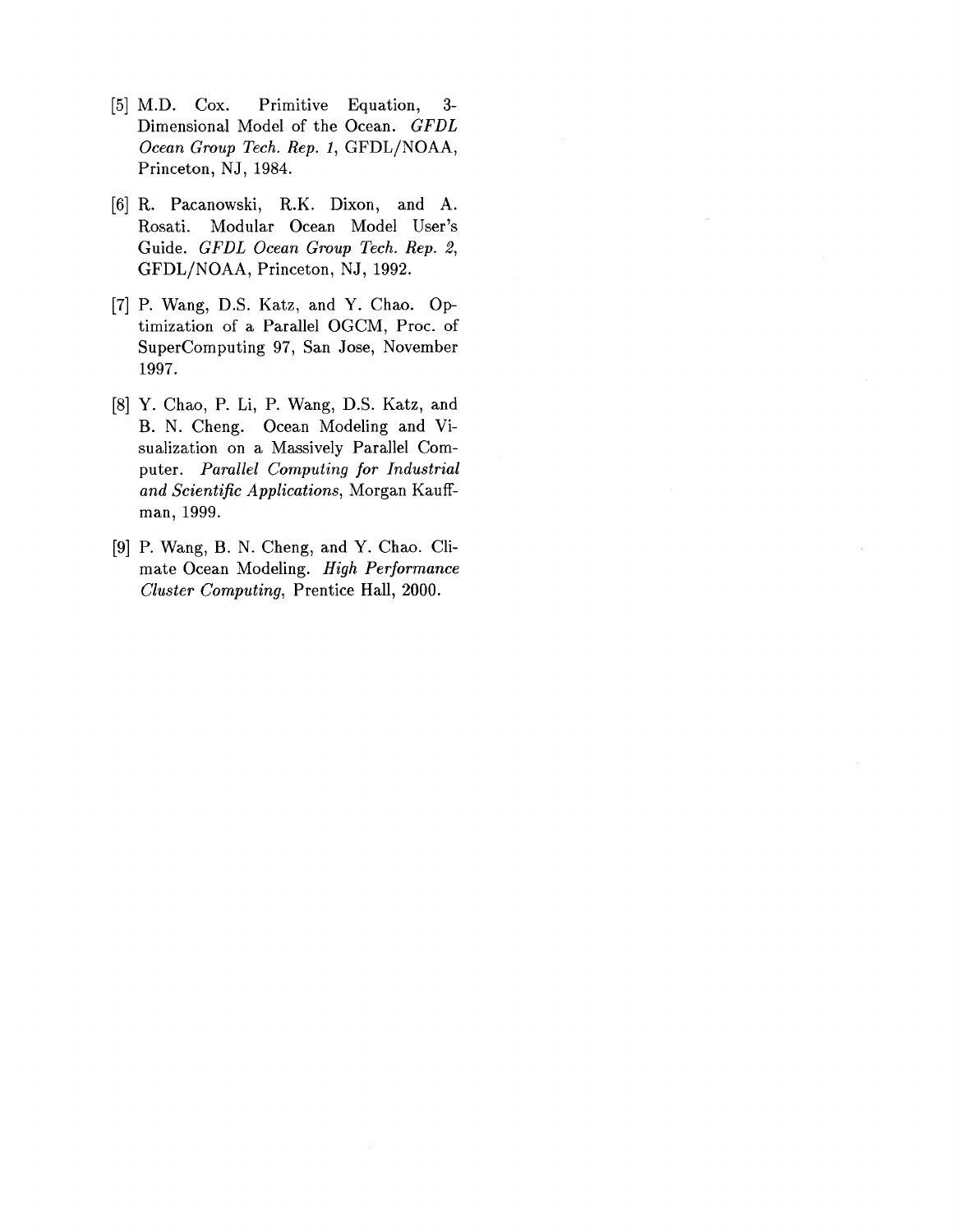[5] M.D. Cox. Primitive Equation, 3-Dimensional Model of the Ocean. *GFDL Ocean Group Tech. Rep. 1*, GFDL/NOAA, Princeton, NJ, 1984.

[6] R. Pacanowski, R.K. Dixon, and A. Rosati. Modular Ocean Model User's Guide. *GFDL Ocean Group Tech. Rep. 2*, GFDL/NOAA, Princeton, NJ, 1992.

[7] P. Wang, D.S. Katz, and Y. Chao. Optimization of a Parallel OGCM, Proc. of SuperComputing 97, San Jose, November 1997.

[8] Y. Chao, P. Li, P. Wang, D.S. Katz, and B. N. Cheng. Ocean Modeling and Visualization on a Massively Parallel Computer. *Parallel Computing for Industrial and Scientific Applications*, Morgan Kauffman, 1999.

[9] P. Wang, B. N. Cheng, and Y. Chao. Climate Ocean Modeling. *High Performance Cluster Computing*, Prentice Hall, 2000.